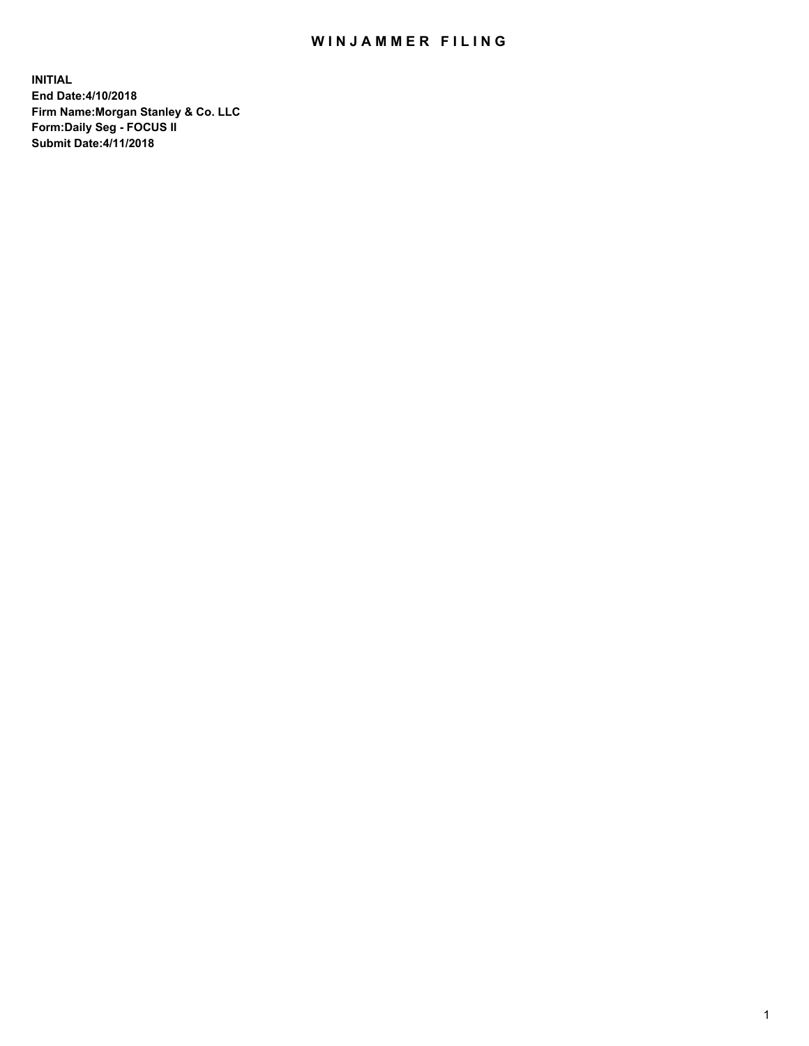# WINJAMMER FILING

**INITIAL**
**End Date:4/10/2018**
**Firm Name:Morgan Stanley & Co. LLC**
**Form:Daily Seg - FOCUS II**
**Submit Date:4/11/2018**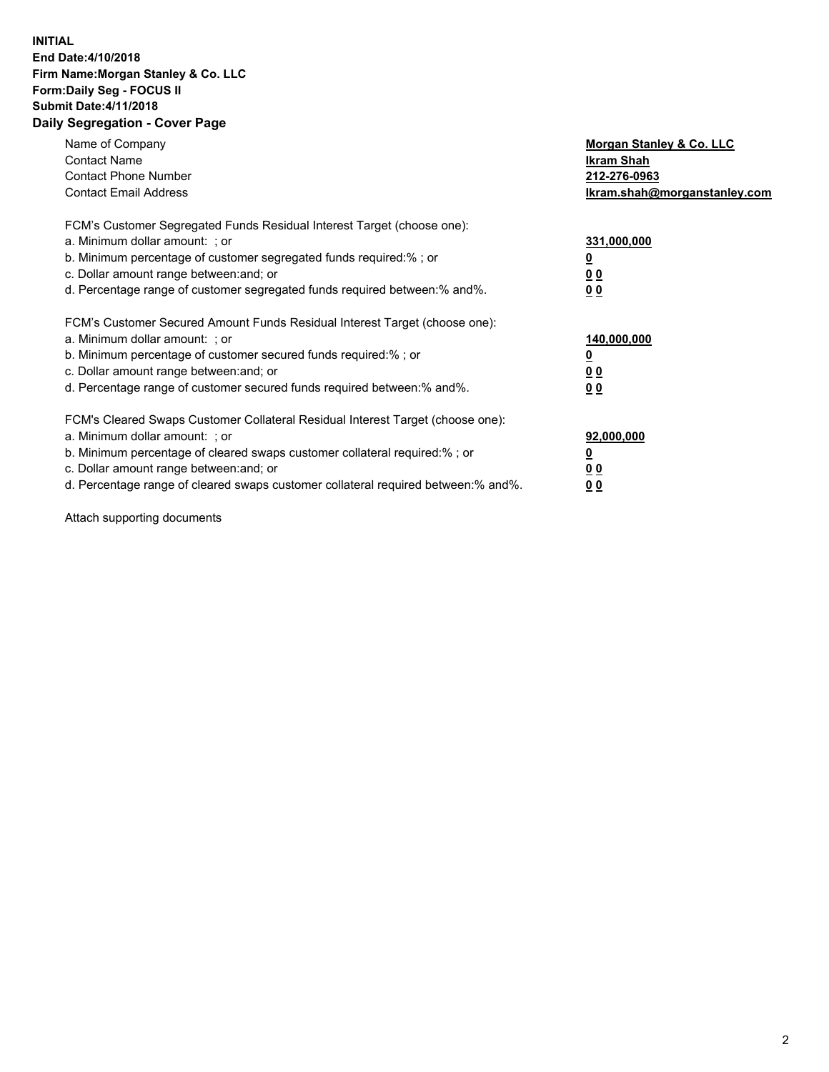**INITIAL**
**End Date:4/10/2018**
**Firm Name:Morgan Stanley & Co. LLC**
**Form:Daily Seg - FOCUS II**
**Submit Date:4/11/2018**
**Daily Segregation - Cover Page**

| | |
|---|---|
| Name of Company | **Morgan Stanley & Co. LLC** |
| Contact Name | **Ikram Shah** |
| Contact Phone Number | **212-276-0963** |
| Contact Email Address | **Ikram.shah@morganstanley.com** |

| | |
|---|---|
| FCM's Customer Segregated Funds Residual Interest Target (choose one): | |
| a. Minimum dollar amount: ; or | **331,000,000** |
| b. Minimum percentage of customer segregated funds required:% ; or | **0** |
| c. Dollar amount range between:and; or | **0 0** |
| d. Percentage range of customer segregated funds required between:% and%. | **0 0** |

| | |
|---|---|
| FCM's Customer Secured Amount Funds Residual Interest Target (choose one): | |
| a. Minimum dollar amount: ; or | **140,000,000** |
| b. Minimum percentage of customer secured funds required:% ; or | **0** |
| c. Dollar amount range between:and; or | **0 0** |
| d. Percentage range of customer secured funds required between:% and%. | **0 0** |

| | |
|---|---|
| FCM's Cleared Swaps Customer Collateral Residual Interest Target (choose one): | |
| a. Minimum dollar amount: ; or | **92,000,000** |
| b. Minimum percentage of cleared swaps customer collateral required:% ; or | **0** |
| c. Dollar amount range between:and; or | **0 0** |
| d. Percentage range of cleared swaps customer collateral required between:% and%. | **0 0** |

Attach supporting documents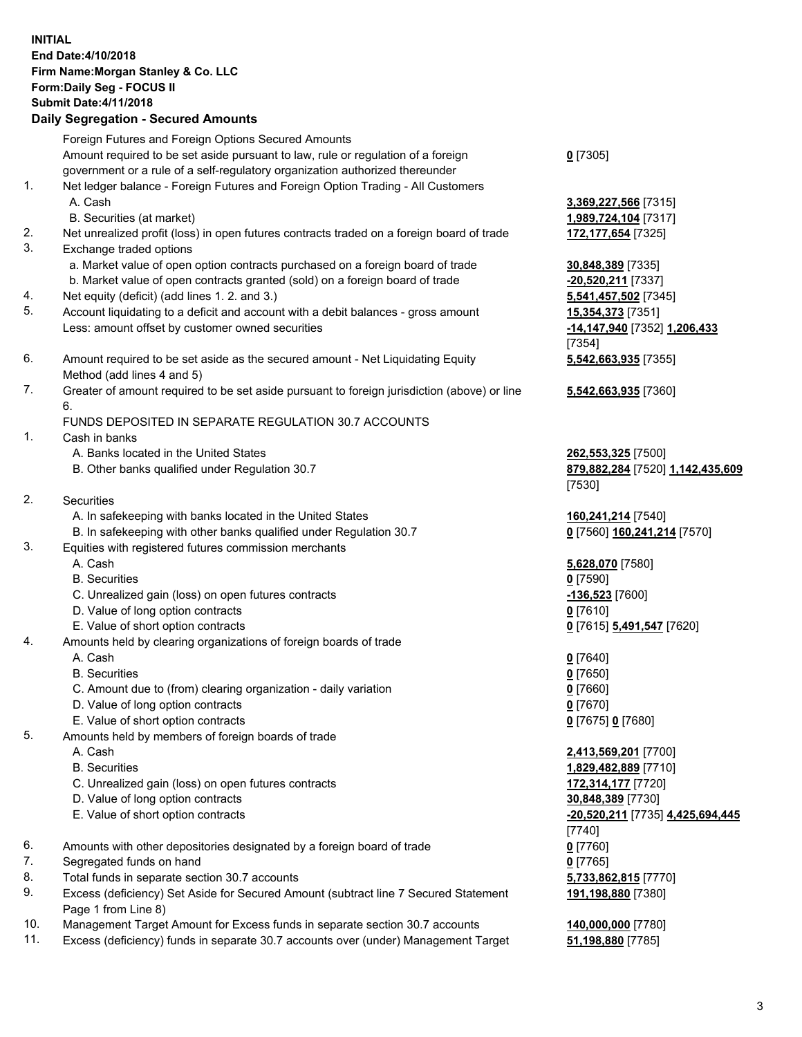**INITIAL**
**End Date:4/10/2018**
**Firm Name:Morgan Stanley & Co. LLC**
**Form:Daily Seg - FOCUS II**
**Submit Date:4/11/2018**

## Daily Segregation - Secured Amounts

| | | |
|---|---|---|
| | Foreign Futures and Foreign Options Secured Amounts | |
| | Amount required to be set aside pursuant to law, rule or regulation of a foreign government or a rule of a self-regulatory organization authorized thereunder | **0** [7305] |
| 1. | Net ledger balance - Foreign Futures and Foreign Option Trading - All Customers | |
| | A. Cash | **3,369,227,566** [7315] |
| | B. Securities (at market) | **1,989,724,104** [7317] |
| 2. | Net unrealized profit (loss) in open futures contracts traded on a foreign board of trade | **172,177,654** [7325] |
| 3. | Exchange traded options | |
| | a. Market value of open option contracts purchased on a foreign board of trade | **30,848,389** [7335] |
| | b. Market value of open contracts granted (sold) on a foreign board of trade | **-20,520,211** [7337] |
| 4. | Net equity (deficit) (add lines 1. 2. and 3.) | **5,541,457,502** [7345] |
| 5. | Account liquidating to a deficit and account with a debit balances - gross amount | **15,354,373** [7351] |
| | Less: amount offset by customer owned securities | **-14,147,940** [7352] **1,206,433** [7354] |
| 6. | Amount required to be set aside as the secured amount - Net Liquidating Equity Method (add lines 4 and 5) | **5,542,663,935** [7355] |
| 7. | Greater of amount required to be set aside pursuant to foreign jurisdiction (above) or line 6. | **5,542,663,935** [7360] |
| | FUNDS DEPOSITED IN SEPARATE REGULATION 30.7 ACCOUNTS | |
| 1. | Cash in banks | |
| | A. Banks located in the United States | **262,553,325** [7500] |
| | B. Other banks qualified under Regulation 30.7 | **879,882,284** [7520] **1,142,435,609** [7530] |
| 2. | Securities | |
| | A. In safekeeping with banks located in the United States | **160,241,214** [7540] |
| | B. In safekeeping with other banks qualified under Regulation 30.7 | **0** [7560] **160,241,214** [7570] |
| 3. | Equities with registered futures commission merchants | |
| | A. Cash | **5,628,070** [7580] |
| | B. Securities | **0** [7590] |
| | C. Unrealized gain (loss) on open futures contracts | **-136,523** [7600] |
| | D. Value of long option contracts | **0** [7610] |
| | E. Value of short option contracts | **0** [7615] **5,491,547** [7620] |
| 4. | Amounts held by clearing organizations of foreign boards of trade | |
| | A. Cash | **0** [7640] |
| | B. Securities | **0** [7650] |
| | C. Amount due to (from) clearing organization - daily variation | **0** [7660] |
| | D. Value of long option contracts | **0** [7670] |
| | E. Value of short option contracts | **0** [7675] **0** [7680] |
| 5. | Amounts held by members of foreign boards of trade | |
| | A. Cash | **2,413,569,201** [7700] |
| | B. Securities | **1,829,482,889** [7710] |
| | C. Unrealized gain (loss) on open futures contracts | **172,314,177** [7720] |
| | D. Value of long option contracts | **30,848,389** [7730] |
| | E. Value of short option contracts | **-20,520,211** [7735] **4,425,694,445** [7740] |
| 6. | Amounts with other depositories designated by a foreign board of trade | **0** [7760] |
| 7. | Segregated funds on hand | **0** [7765] |
| 8. | Total funds in separate section 30.7 accounts | **5,733,862,815** [7770] |
| 9. | Excess (deficiency) Set Aside for Secured Amount (subtract line 7 Secured Statement Page 1 from Line 8) | **191,198,880** [7380] |
| 10. | Management Target Amount for Excess funds in separate section 30.7 accounts | **140,000,000** [7780] |
| 11. | Excess (deficiency) funds in separate 30.7 accounts over (under) Management Target | **51,198,880** [7785] |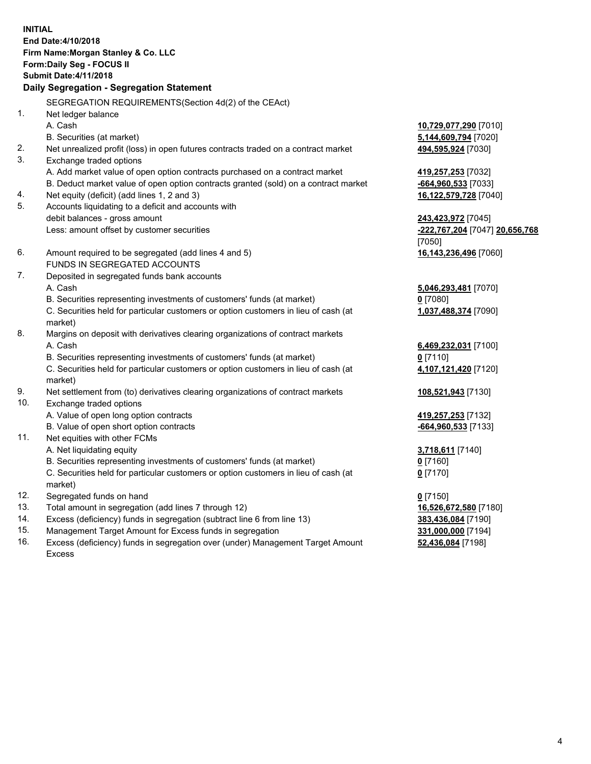**INITIAL**
**End Date:4/10/2018**
**Firm Name:Morgan Stanley & Co. LLC**
**Form:Daily Seg - FOCUS II**
**Submit Date:4/11/2018**

## Daily Segregation - Segregation Statement

SEGREGATION REQUIREMENTS(Section 4d(2) of the CEAct)

| | | |
|---|---|---|
| 1. | Net ledger balance | |
| | A. Cash | **10,729,077,290** [7010] |
| | B. Securities (at market) | **5,144,609,794** [7020] |
| 2. | Net unrealized profit (loss) in open futures contracts traded on a contract market | **494,595,924** [7030] |
| 3. | Exchange traded options | |
| | A. Add market value of open option contracts purchased on a contract market | **419,257,253** [7032] |
| | B. Deduct market value of open option contracts granted (sold) on a contract market | **-664,960,533** [7033] |
| 4. | Net equity (deficit) (add lines 1, 2 and 3) | **16,122,579,728** [7040] |
| 5. | Accounts liquidating to a deficit and accounts with debit balances - gross amount | **243,423,972** [7045] |
| | Less: amount offset by customer securities | **-222,767,204** [7047] **20,656,768** [7050] |
| 6. | Amount required to be segregated (add lines 4 and 5) | **16,143,236,496** [7060] |
| | FUNDS IN SEGREGATED ACCOUNTS | |
| 7. | Deposited in segregated funds bank accounts | |
| | A. Cash | **5,046,293,481** [7070] |
| | B. Securities representing investments of customers' funds (at market) | **0** [7080] |
| | C. Securities held for particular customers or option customers in lieu of cash (at market) | **1,037,488,374** [7090] |
| 8. | Margins on deposit with derivatives clearing organizations of contract markets | |
| | A. Cash | **6,469,232,031** [7100] |
| | B. Securities representing investments of customers' funds (at market) | **0** [7110] |
| | C. Securities held for particular customers or option customers in lieu of cash (at market) | **4,107,121,420** [7120] |
| 9. | Net settlement from (to) derivatives clearing organizations of contract markets | **108,521,943** [7130] |
| 10. | Exchange traded options | |
| | A. Value of open long option contracts | **419,257,253** [7132] |
| | B. Value of open short option contracts | **-664,960,533** [7133] |
| 11. | Net equities with other FCMs | |
| | A. Net liquidating equity | **3,718,611** [7140] |
| | B. Securities representing investments of customers' funds (at market) | **0** [7160] |
| | C. Securities held for particular customers or option customers in lieu of cash (at market) | **0** [7170] |
| 12. | Segregated funds on hand | **0** [7150] |
| 13. | Total amount in segregation (add lines 7 through 12) | **16,526,672,580** [7180] |
| 14. | Excess (deficiency) funds in segregation (subtract line 6 from line 13) | **383,436,084** [7190] |
| 15. | Management Target Amount for Excess funds in segregation | **331,000,000** [7194] |
| 16. | Excess (deficiency) funds in segregation over (under) Management Target Amount Excess | **52,436,084** [7198] |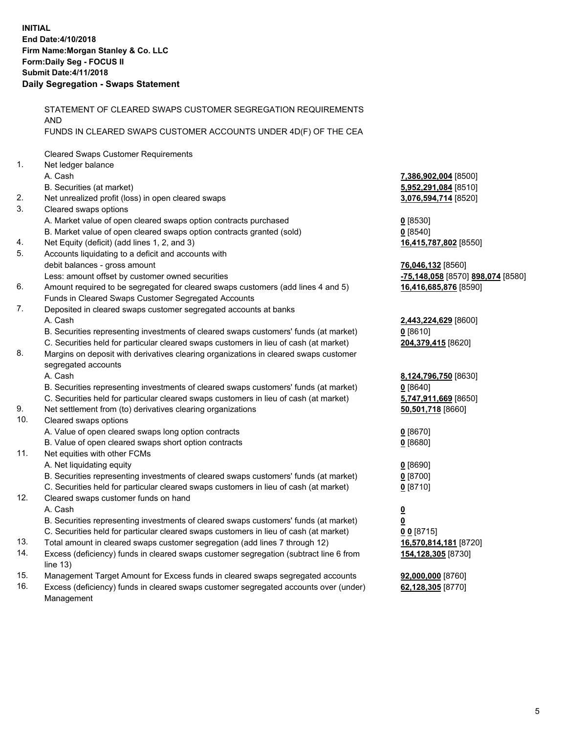**INITIAL**
**End Date:4/10/2018**
**Firm Name:Morgan Stanley & Co. LLC**
**Form:Daily Seg - FOCUS II**
**Submit Date:4/11/2018**
**Daily Segregation - Swaps Statement**

STATEMENT OF CLEARED SWAPS CUSTOMER SEGREGATION REQUIREMENTS AND FUNDS IN CLEARED SWAPS CUSTOMER ACCOUNTS UNDER 4D(F) OF THE CEA

| | | |
|---|---|---|
| | Cleared Swaps Customer Requirements | |
| 1. | Net ledger balance | |
| | A. Cash | **7,386,902,004** [8500] |
| | B. Securities (at market) | **5,952,291,084** [8510] |
| 2. | Net unrealized profit (loss) in open cleared swaps | **3,076,594,714** [8520] |
| 3. | Cleared swaps options | |
| | A. Market value of open cleared swaps option contracts purchased | **0** [8530] |
| | B. Market value of open cleared swaps option contracts granted (sold) | **0** [8540] |
| 4. | Net Equity (deficit) (add lines 1, 2, and 3) | **16,415,787,802** [8550] |
| 5. | Accounts liquidating to a deficit and accounts with debit balances - gross amount | **76,046,132** [8560] |
| | Less: amount offset by customer owned securities | **-75,148,058** [8570] **898,074** [8580] |
| 6. | Amount required to be segregated for cleared swaps customers (add lines 4 and 5) | **16,416,685,876** [8590] |
| | Funds in Cleared Swaps Customer Segregated Accounts | |
| 7. | Deposited in cleared swaps customer segregated accounts at banks | |
| | A. Cash | **2,443,224,629** [8600] |
| | B. Securities representing investments of cleared swaps customers' funds (at market) | **0** [8610] |
| | C. Securities held for particular cleared swaps customers in lieu of cash (at market) | **204,379,415** [8620] |
| 8. | Margins on deposit with derivatives clearing organizations in cleared swaps customer segregated accounts | |
| | A. Cash | **8,124,796,750** [8630] |
| | B. Securities representing investments of cleared swaps customers' funds (at market) | **0** [8640] |
| | C. Securities held for particular cleared swaps customers in lieu of cash (at market) | **5,747,911,669** [8650] |
| 9. | Net settlement from (to) derivatives clearing organizations | **50,501,718** [8660] |
| 10. | Cleared swaps options | |
| | A. Value of open cleared swaps long option contracts | **0** [8670] |
| | B. Value of open cleared swaps short option contracts | **0** [8680] |
| 11. | Net equities with other FCMs | |
| | A. Net liquidating equity | **0** [8690] |
| | B. Securities representing investments of cleared swaps customers' funds (at market) | **0** [8700] |
| | C. Securities held for particular cleared swaps customers in lieu of cash (at market) | **0** [8710] |
| 12. | Cleared swaps customer funds on hand | |
| | A. Cash | **0** |
| | B. Securities representing investments of cleared swaps customers' funds (at market) | **0** |
| | C. Securities held for particular cleared swaps customers in lieu of cash (at market) | **0** **0** [8715] |
| 13. | Total amount in cleared swaps customer segregation (add lines 7 through 12) | **16,570,814,181** [8720] |
| 14. | Excess (deficiency) funds in cleared swaps customer segregation (subtract line 6 from line 13) | **154,128,305** [8730] |
| 15. | Management Target Amount for Excess funds in cleared swaps segregated accounts | **92,000,000** [8760] |
| 16. | Excess (deficiency) funds in cleared swaps customer segregated accounts over (under) Management | **62,128,305** [8770] |